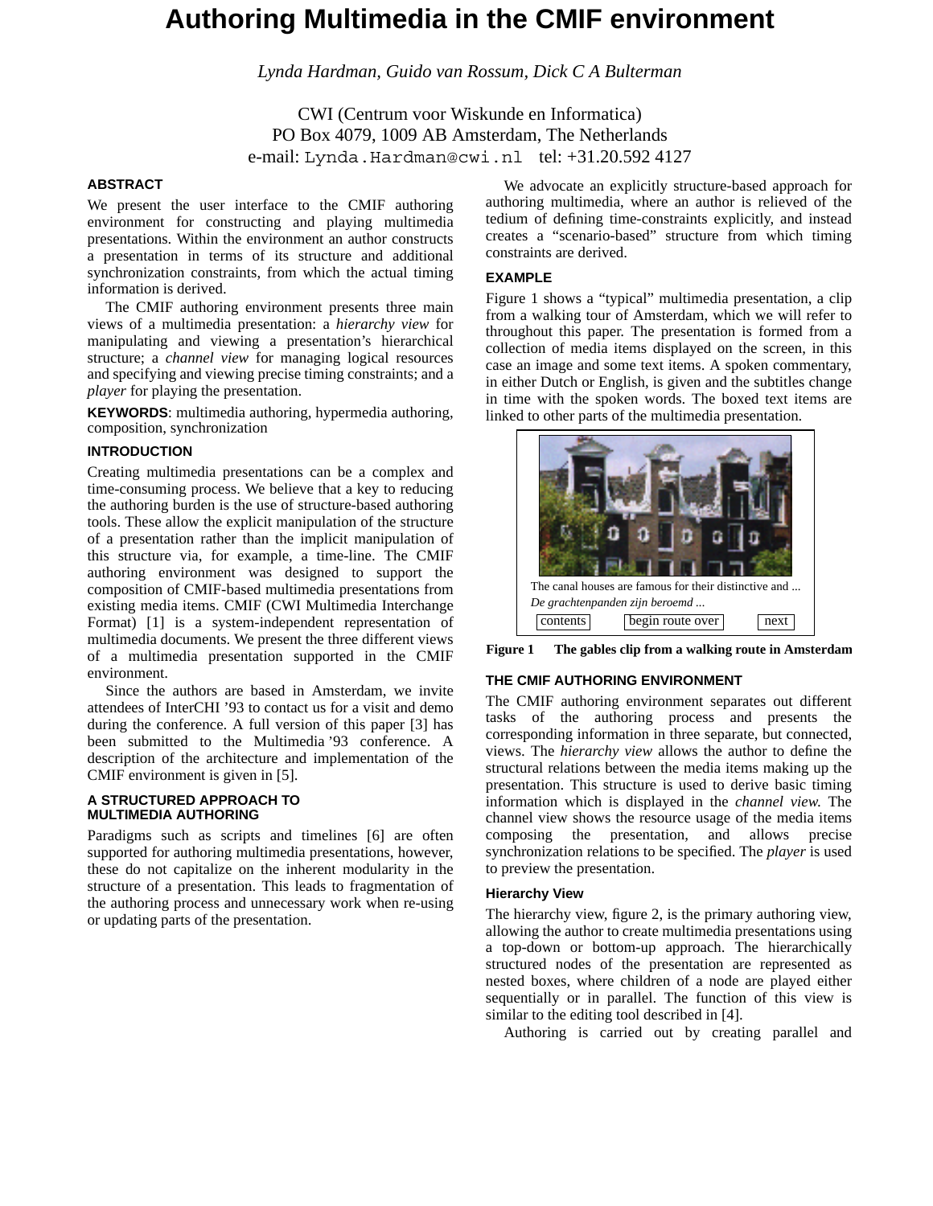# Authoring Multimedia in the CMIF environment

*Lynda Hardman, Guido van Rossum, Dick C A Bulterman*

CWI (Centrum voor Wiskunde en Informatica)
PO Box 4079, 1009 AB Amsterdam, The Netherlands
e-mail: Lynda.Hardman@cwi.nl tel: +31.20.592 4127

## ABSTRACT

We present the user interface to the CMIF authoring environment for constructing and playing multimedia presentations. Within the environment an author constructs a presentation in terms of its structure and additional synchronization constraints, from which the actual timing information is derived.

The CMIF authoring environment presents three main views of a multimedia presentation: a *hierarchy view* for manipulating and viewing a presentation's hierarchical structure; a *channel view* for managing logical resources and specifying and viewing precise timing constraints; and a *player* for playing the presentation.

**KEYWORDS**: multimedia authoring, hypermedia authoring, composition, synchronization

## INTRODUCTION

Creating multimedia presentations can be a complex and time-consuming process. We believe that a key to reducing the authoring burden is the use of structure-based authoring tools. These allow the explicit manipulation of the structure of a presentation rather than the implicit manipulation of this structure via, for example, a time-line. The CMIF authoring environment was designed to support the composition of CMIF-based multimedia presentations from existing media items. CMIF (CWI Multimedia Interchange Format) [1] is a system-independent representation of multimedia documents. We present the three different views of a multimedia presentation supported in the CMIF environment.

Since the authors are based in Amsterdam, we invite attendees of InterCHI '93 to contact us for a visit and demo during the conference. A full version of this paper [3] has been submitted to the Multimedia '93 conference. A description of the architecture and implementation of the CMIF environment is given in [5].

## A STRUCTURED APPROACH TO MULTIMEDIA AUTHORING

Paradigms such as scripts and timelines [6] are often supported for authoring multimedia presentations, however, these do not capitalize on the inherent modularity in the structure of a presentation. This leads to fragmentation of the authoring process and unnecessary work when re-using or updating parts of the presentation.

We advocate an explicitly structure-based approach for authoring multimedia, where an author is relieved of the tedium of defining time-constraints explicitly, and instead creates a "scenario-based" structure from which timing constraints are derived.

## EXAMPLE

Figure 1 shows a "typical" multimedia presentation, a clip from a walking tour of Amsterdam, which we will refer to throughout this paper. The presentation is formed from a collection of media items displayed on the screen, in this case an image and some text items. A spoken commentary, in either Dutch or English, is given and the subtitles change in time with the spoken words. The boxed text items are linked to other parts of the multimedia presentation.

The canal houses are famous for their distinctive and ...
*De grachtenpanden zijn beroemd ...*
contents | begin route over | next

**Figure 1 The gables clip from a walking route in Amsterdam**

## THE CMIF AUTHORING ENVIRONMENT

The CMIF authoring environment separates out different tasks of the authoring process and presents the corresponding information in three separate, but connected, views. The *hierarchy view* allows the author to define the structural relations between the media items making up the presentation. This structure is used to derive basic timing information which is displayed in the *channel view*. The channel view shows the resource usage of the media items composing the presentation, and allows precise synchronization relations to be specified. The *player* is used to preview the presentation.

### Hierarchy View

The hierarchy view, figure 2, is the primary authoring view, allowing the author to create multimedia presentations using a top-down or bottom-up approach. The hierarchically structured nodes of the presentation are represented as nested boxes, where children of a node are played either sequentially or in parallel. The function of this view is similar to the editing tool described in [4].

Authoring is carried out by creating parallel and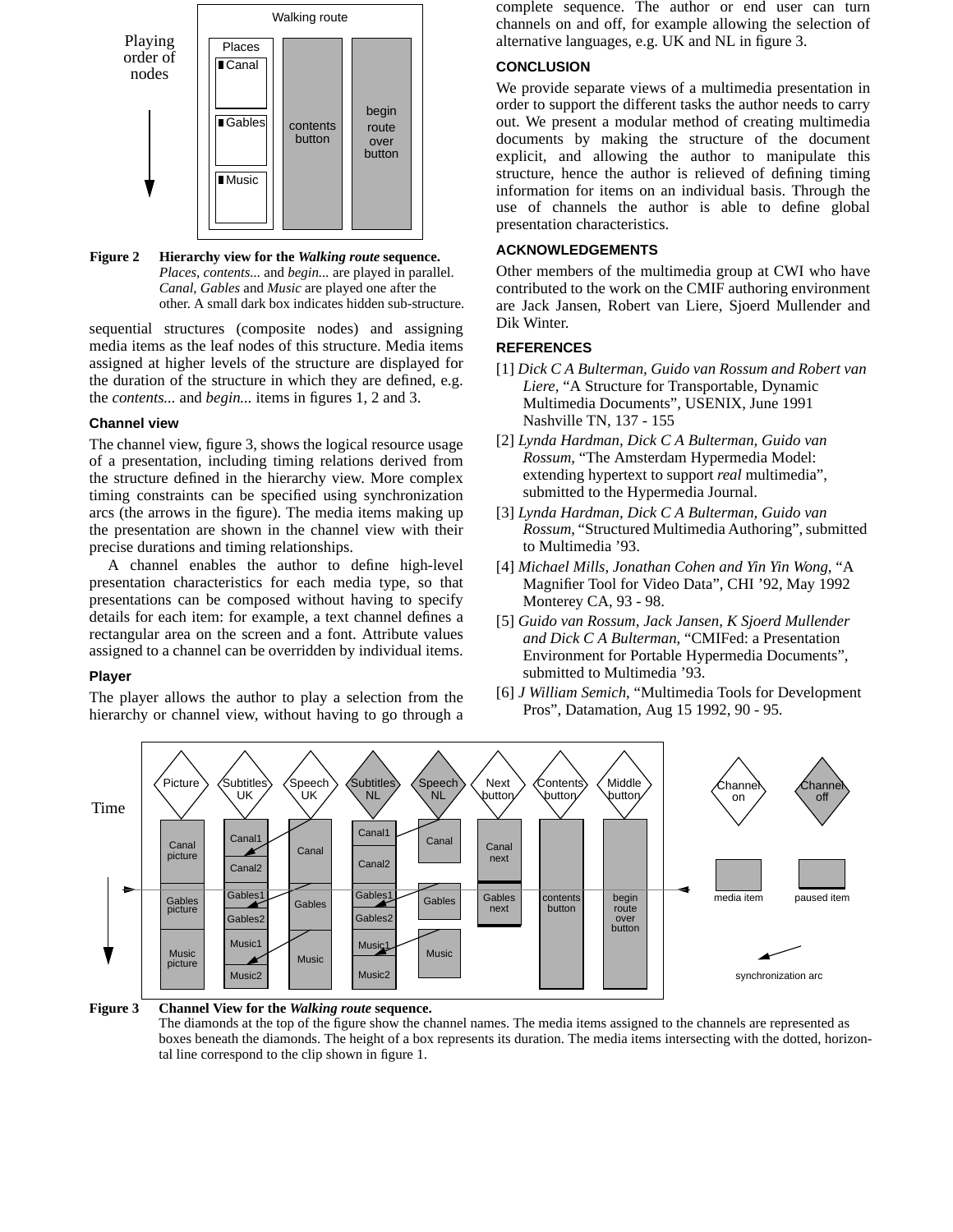Walking route

Playing order of nodes

Places

Canal

Gables

Music

contents button

begin route over button

**Figure 2** **Hierarchy view for the *Walking route* sequence.** *Places*, *contents...* and *begin...* are played in parallel. *Canal*, *Gables* and *Music* are played one after the other. A small dark box indicates hidden sub-structure.

sequential structures (composite nodes) and assigning media items as the leaf nodes of this structure. Media items assigned at higher levels of the structure are displayed for the duration of the structure in which they are defined, e.g. the *contents...* and *begin...* items in figures 1, 2 and 3.

### Channel view

The channel view, figure 3, shows the logical resource usage of a presentation, including timing relations derived from the structure defined in the hierarchy view. More complex timing constraints can be specified using synchronization arcs (the arrows in the figure). The media items making up the presentation are shown in the channel view with their precise durations and timing relationships.

A channel enables the author to define high-level presentation characteristics for each media type, so that presentations can be composed without having to specify details for each item: for example, a text channel defines a rectangular area on the screen and a font. Attribute values assigned to a channel can be overridden by individual items.

### Player

The player allows the author to play a selection from the hierarchy or channel view, without having to go through a complete sequence. The author or end user can turn channels on and off, for example allowing the selection of alternative languages, e.g. UK and NL in figure 3.

## CONCLUSION

We provide separate views of a multimedia presentation in order to support the different tasks the author needs to carry out. We present a modular method of creating multimedia documents by making the structure of the document explicit, and allowing the author to manipulate this structure, hence the author is relieved of defining timing information for items on an individual basis. Through the use of channels the author is able to define global presentation characteristics.

## ACKNOWLEDGEMENTS

Other members of the multimedia group at CWI who have contributed to the work on the CMIF authoring environment are Jack Jansen, Robert van Liere, Sjoerd Mullender and Dik Winter.

## REFERENCES

[1] *Dick C A Bulterman, Guido van Rossum and Robert van Liere*, "A Structure for Transportable, Dynamic Multimedia Documents", USENIX, June 1991 Nashville TN, 137 - 155

[2] *Lynda Hardman, Dick C A Bulterman, Guido van Rossum*, "The Amsterdam Hypermedia Model: extending hypertext to support *real* multimedia", submitted to the Hypermedia Journal.

[3] *Lynda Hardman, Dick C A Bulterman, Guido van Rossum*, "Structured Multimedia Authoring", submitted to Multimedia '93.

[4] *Michael Mills, Jonathan Cohen and Yin Yin Wong*, "A Magnifier Tool for Video Data", CHI '92, May 1992 Monterey CA, 93 - 98.

[5] *Guido van Rossum, Jack Jansen, K Sjoerd Mullender and Dick C A Bulterman*, "CMIFed: a Presentation Environment for Portable Hypermedia Documents", submitted to Multimedia '93.

[6] *J William Semich*, "Multimedia Tools for Development Pros", Datamation, Aug 15 1992, 90 - 95.

Time

Picture

Subtitles UK

Speech UK

Subtitles NL

Speech NL

Next button

Contents button

Middle button

Channel on

Channel off

Canal picture

Gables picture

Music picture

Canal1

Canal2

Gables1

Gables2

Music1

Music2

Canal

Gables

Music

Canal1

Canal2

Gables1

Gables2

Music1

Music2

Canal

Gables

Music

Canal next

Gables next

contents button

begin route over button

media item

paused item

synchronization arc

**Figure 3** **Channel View for the *Walking route* sequence.** The diamonds at the top of the figure show the channel names. The media items assigned to the channels are represented as boxes beneath the diamonds. The height of a box represents its duration. The media items intersecting with the dotted, horizontal line correspond to the clip shown in figure 1.